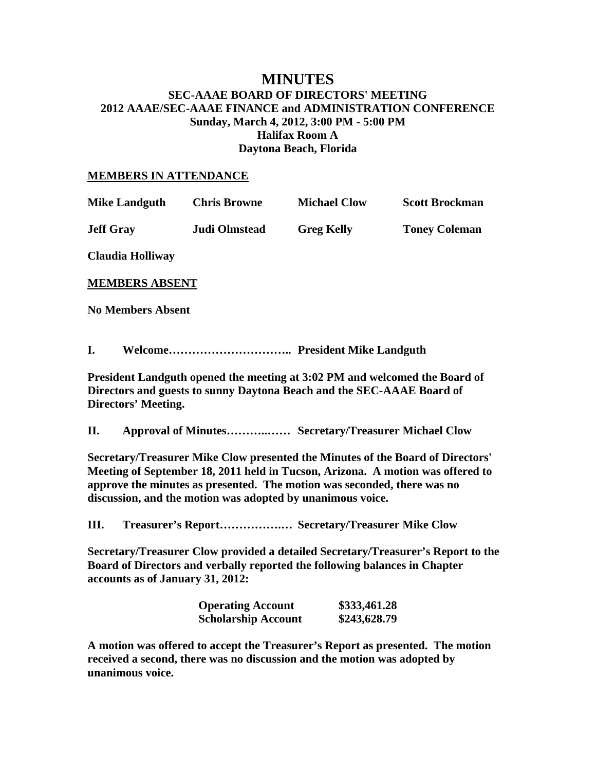# MINUTES

## SEC-AAAE BOARD OF DIRECTORS' MEETING
## 2012 AAAE/SEC-AAAE FINANCE and ADMINISTRATION CONFERENCE
### Sunday, March 4, 2012, 3:00 PM - 5:00 PM
### Halifax Room A
### Daytona Beach, Florida

**MEMBERS IN ATTENDANCE**

| | | | |
|---|---|---|---|
| **Mike Landguth** | **Chris Browne** | **Michael Clow** | **Scott Brockman** |
| **Jeff Gray** | **Judi Olmstead** | **Greg Kelly** | **Toney Coleman** |
| **Claudia Holliway** | | | |

**MEMBERS ABSENT**

**No Members Absent**

**I. Welcome………………………….. President Mike Landguth**

**President Landguth opened the meeting at 3:02 PM and welcomed the Board of Directors and guests to sunny Daytona Beach and the SEC-AAAE Board of Directors' Meeting.**

**II. Approval of Minutes………..…… Secretary/Treasurer Michael Clow**

**Secretary/Treasurer Mike Clow presented the Minutes of the Board of Directors' Meeting of September 18, 2011 held in Tucson, Arizona. A motion was offered to approve the minutes as presented. The motion was seconded, there was no discussion, and the motion was adopted by unanimous voice.**

**III. Treasurer's Report…………….… Secretary/Treasurer Mike Clow**

**Secretary/Treasurer Clow provided a detailed Secretary/Treasurer's Report to the Board of Directors and verbally reported the following balances in Chapter accounts as of January 31, 2012:**

| | |
|---|---|
| **Operating Account** | **$333,461.28** |
| **Scholarship Account** | **$243,628.79** |

**A motion was offered to accept the Treasurer's Report as presented. The motion received a second, there was no discussion and the motion was adopted by unanimous voice.**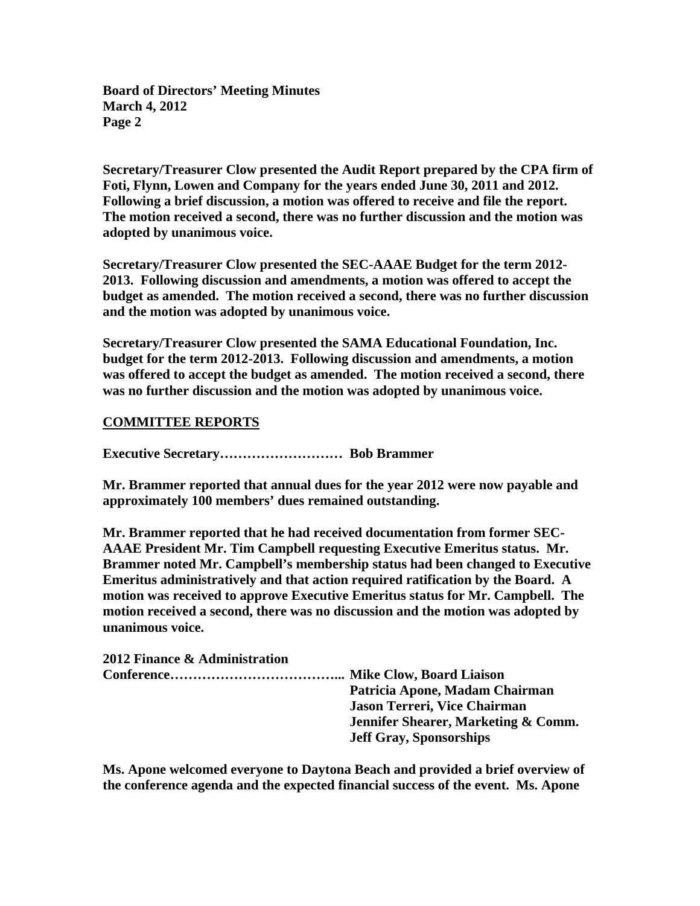**Secretary/Treasurer Clow presented the Audit Report prepared by the CPA firm of Foti, Flynn, Lowen and Company for the years ended June 30, 2011 and 2012. Following a brief discussion, a motion was offered to receive and file the report. The motion received a second, there was no further discussion and the motion was adopted by unanimous voice.**

**Secretary/Treasurer Clow presented the SEC-AAAE Budget for the term 2012-2013. Following discussion and amendments, a motion was offered to accept the budget as amended. The motion received a second, there was no further discussion and the motion was adopted by unanimous voice.**

**Secretary/Treasurer Clow presented the SAMA Educational Foundation, Inc. budget for the term 2012-2013. Following discussion and amendments, a motion was offered to accept the budget as amended. The motion received a second, there was no further discussion and the motion was adopted by unanimous voice.**

## COMMITTEE REPORTS

**Executive Secretary……………………… Bob Brammer**

**Mr. Brammer reported that annual dues for the year 2012 were now payable and approximately 100 members' dues remained outstanding.**

**Mr. Brammer reported that he had received documentation from former SEC-AAAE President Mr. Tim Campbell requesting Executive Emeritus status. Mr. Brammer noted Mr. Campbell's membership status had been changed to Executive Emeritus administratively and that action required ratification by the Board. A motion was received to approve Executive Emeritus status for Mr. Campbell. The motion received a second, there was no discussion and the motion was adopted by unanimous voice.**

**2012 Finance & Administration**
**Conference……………………………….. Mike Clow, Board Liaison**
**Patricia Apone, Madam Chairman**
**Jason Terreri, Vice Chairman**
**Jennifer Shearer, Marketing & Comm.**
**Jeff Gray, Sponsorships**

**Ms. Apone welcomed everyone to Daytona Beach and provided a brief overview of the conference agenda and the expected financial success of the event. Ms. Apone**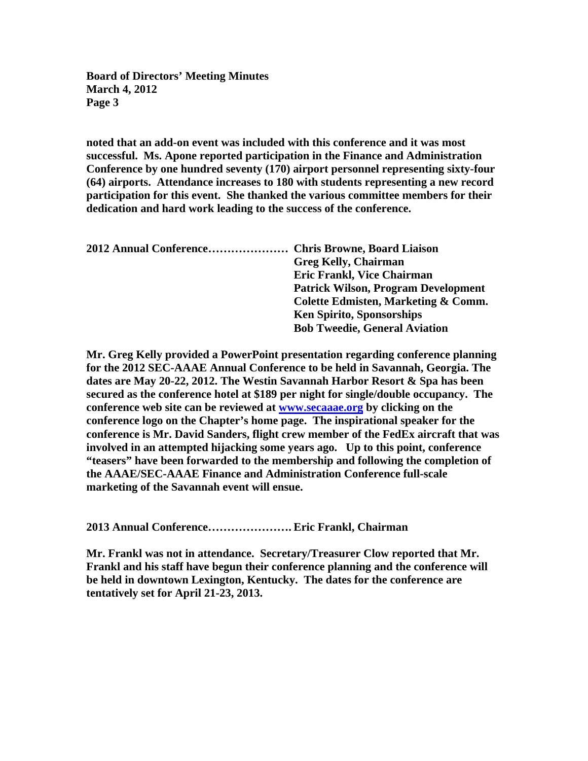**noted that an add-on event was included with this conference and it was most successful. Ms. Apone reported participation in the Finance and Administration Conference by one hundred seventy (170) airport personnel representing sixty-four (64) airports. Attendance increases to 180 with students representing a new record participation for this event. She thanked the various committee members for their dedication and hard work leading to the success of the conference.**

**2012 Annual Conference………………… Chris Browne, Board Liaison**
**Greg Kelly, Chairman**
**Eric Frankl, Vice Chairman**
**Patrick Wilson, Program Development**
**Colette Edmisten, Marketing & Comm.**
**Ken Spirito, Sponsorships**
**Bob Tweedie, General Aviation**

**Mr. Greg Kelly provided a PowerPoint presentation regarding conference planning for the 2012 SEC-AAAE Annual Conference to be held in Savannah, Georgia. The dates are May 20-22, 2012. The Westin Savannah Harbor Resort & Spa has been secured as the conference hotel at $189 per night for single/double occupancy. The conference web site can be reviewed at [www.secaaae.org](http://www.secaaae.org) by clicking on the conference logo on the Chapter's home page. The inspirational speaker for the conference is Mr. David Sanders, flight crew member of the FedEx aircraft that was involved in an attempted hijacking some years ago. Up to this point, conference "teasers" have been forwarded to the membership and following the completion of the AAAE/SEC-AAAE Finance and Administration Conference full-scale marketing of the Savannah event will ensue.**

**2013 Annual Conference…………………. Eric Frankl, Chairman**

**Mr. Frankl was not in attendance. Secretary/Treasurer Clow reported that Mr. Frankl and his staff have begun their conference planning and the conference will be held in downtown Lexington, Kentucky. The dates for the conference are tentatively set for April 21-23, 2013.**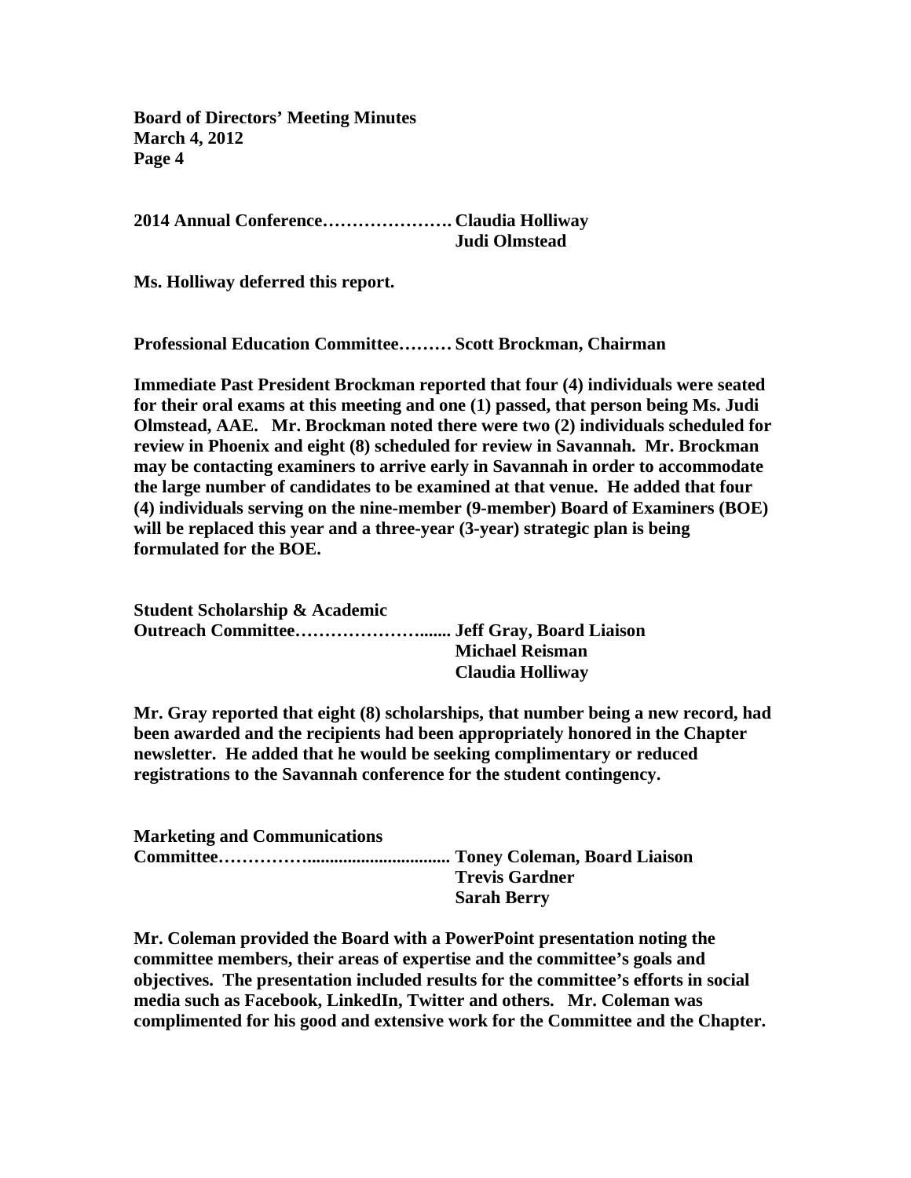**2014 Annual Conference…………………. Claudia Holliway**
**Judi Olmstead**

**Ms. Holliway deferred this report.**

**Professional Education Committee……… Scott Brockman, Chairman**

**Immediate Past President Brockman reported that four (4) individuals were seated for their oral exams at this meeting and one (1) passed, that person being Ms. Judi Olmstead, AAE. Mr. Brockman noted there were two (2) individuals scheduled for review in Phoenix and eight (8) scheduled for review in Savannah. Mr. Brockman may be contacting examiners to arrive early in Savannah in order to accommodate the large number of candidates to be examined at that venue. He added that four (4) individuals serving on the nine-member (9-member) Board of Examiners (BOE) will be replaced this year and a three-year (3-year) strategic plan is being formulated for the BOE.**

**Student Scholarship & Academic**
**Outreach Committee…………………....... Jeff Gray, Board Liaison**
**Michael Reisman**
**Claudia Holliway**

**Mr. Gray reported that eight (8) scholarships, that number being a new record, had been awarded and the recipients had been appropriately honored in the Chapter newsletter. He added that he would be seeking complimentary or reduced registrations to the Savannah conference for the student contingency.**

**Marketing and Communications**
**Committee……………............................... Toney Coleman, Board Liaison**
**Trevis Gardner**
**Sarah Berry**

**Mr. Coleman provided the Board with a PowerPoint presentation noting the committee members, their areas of expertise and the committee's goals and objectives. The presentation included results for the committee's efforts in social media such as Facebook, LinkedIn, Twitter and others. Mr. Coleman was complimented for his good and extensive work for the Committee and the Chapter.**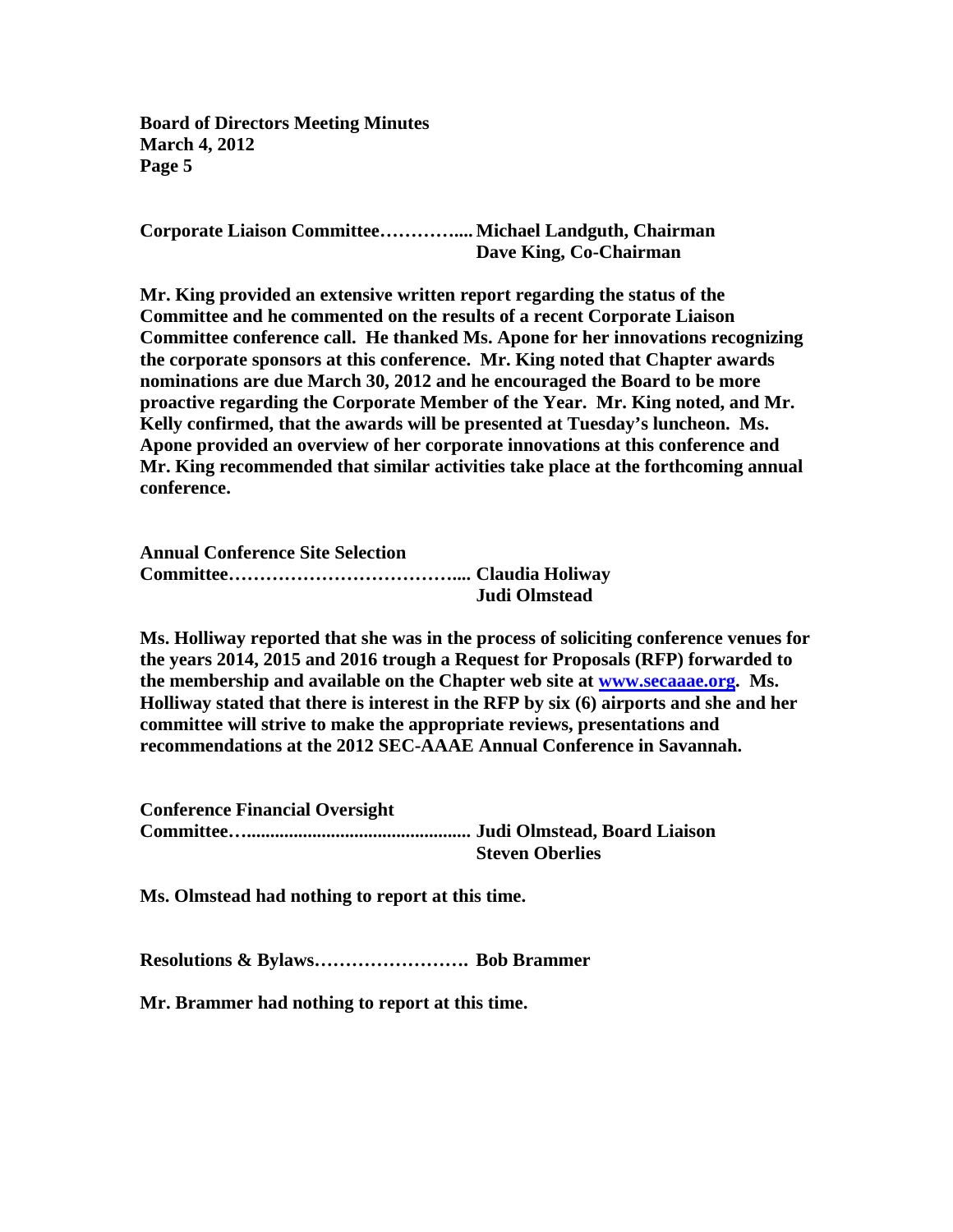**Corporate Liaison Committee…………..... Michael Landguth, Chairman**
**Dave King, Co-Chairman**

**Mr. King provided an extensive written report regarding the status of the Committee and he commented on the results of a recent Corporate Liaison Committee conference call. He thanked Ms. Apone for her innovations recognizing the corporate sponsors at this conference. Mr. King noted that Chapter awards nominations are due March 30, 2012 and he encouraged the Board to be more proactive regarding the Corporate Member of the Year. Mr. King noted, and Mr. Kelly confirmed, that the awards will be presented at Tuesday's luncheon. Ms. Apone provided an overview of her corporate innovations at this conference and Mr. King recommended that similar activities take place at the forthcoming annual conference.**

**Annual Conference Site Selection Committee……………………………….... Claudia Holiway**
**Judi Olmstead**

**Ms. Holliway reported that she was in the process of soliciting conference venues for the years 2014, 2015 and 2016 trough a Request for Proposals (RFP) forwarded to the membership and available on the Chapter web site at [www.secaaae.org](www.secaaae.org). Ms. Holliway stated that there is interest in the RFP by six (6) airports and she and her committee will strive to make the appropriate reviews, presentations and recommendations at the 2012 SEC-AAAE Annual Conference in Savannah.**

**Conference Financial Oversight Committee…............................................. Judi Olmstead, Board Liaison**
**Steven Oberlies**

**Ms. Olmstead had nothing to report at this time.**

**Resolutions & Bylaws……………………. Bob Brammer**

**Mr. Brammer had nothing to report at this time.**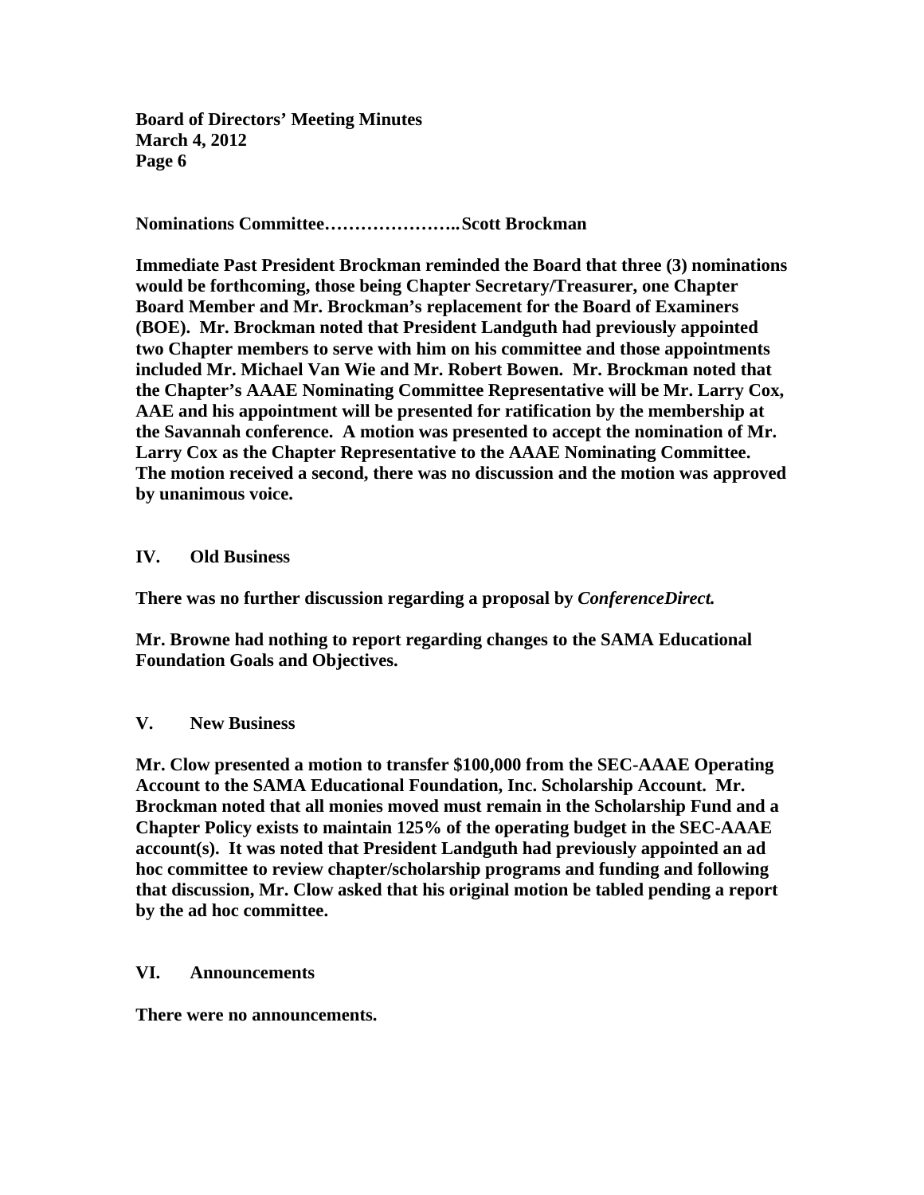**Nominations Committee…………………..Scott Brockman**

**Immediate Past President Brockman reminded the Board that three (3) nominations would be forthcoming, those being Chapter Secretary/Treasurer, one Chapter Board Member and Mr. Brockman's replacement for the Board of Examiners (BOE). Mr. Brockman noted that President Landguth had previously appointed two Chapter members to serve with him on his committee and those appointments included Mr. Michael Van Wie and Mr. Robert Bowen. Mr. Brockman noted that the Chapter's AAAE Nominating Committee Representative will be Mr. Larry Cox, AAE and his appointment will be presented for ratification by the membership at the Savannah conference. A motion was presented to accept the nomination of Mr. Larry Cox as the Chapter Representative to the AAAE Nominating Committee. The motion received a second, there was no discussion and the motion was approved by unanimous voice.**

## IV. Old Business

**There was no further discussion regarding a proposal by *ConferenceDirect.***

**Mr. Browne had nothing to report regarding changes to the SAMA Educational Foundation Goals and Objectives.**

## V. New Business

**Mr. Clow presented a motion to transfer $100,000 from the SEC-AAAE Operating Account to the SAMA Educational Foundation, Inc. Scholarship Account. Mr. Brockman noted that all monies moved must remain in the Scholarship Fund and a Chapter Policy exists to maintain 125% of the operating budget in the SEC-AAAE account(s). It was noted that President Landguth had previously appointed an ad hoc committee to review chapter/scholarship programs and funding and following that discussion, Mr. Clow asked that his original motion be tabled pending a report by the ad hoc committee.**

## VI. Announcements

**There were no announcements.**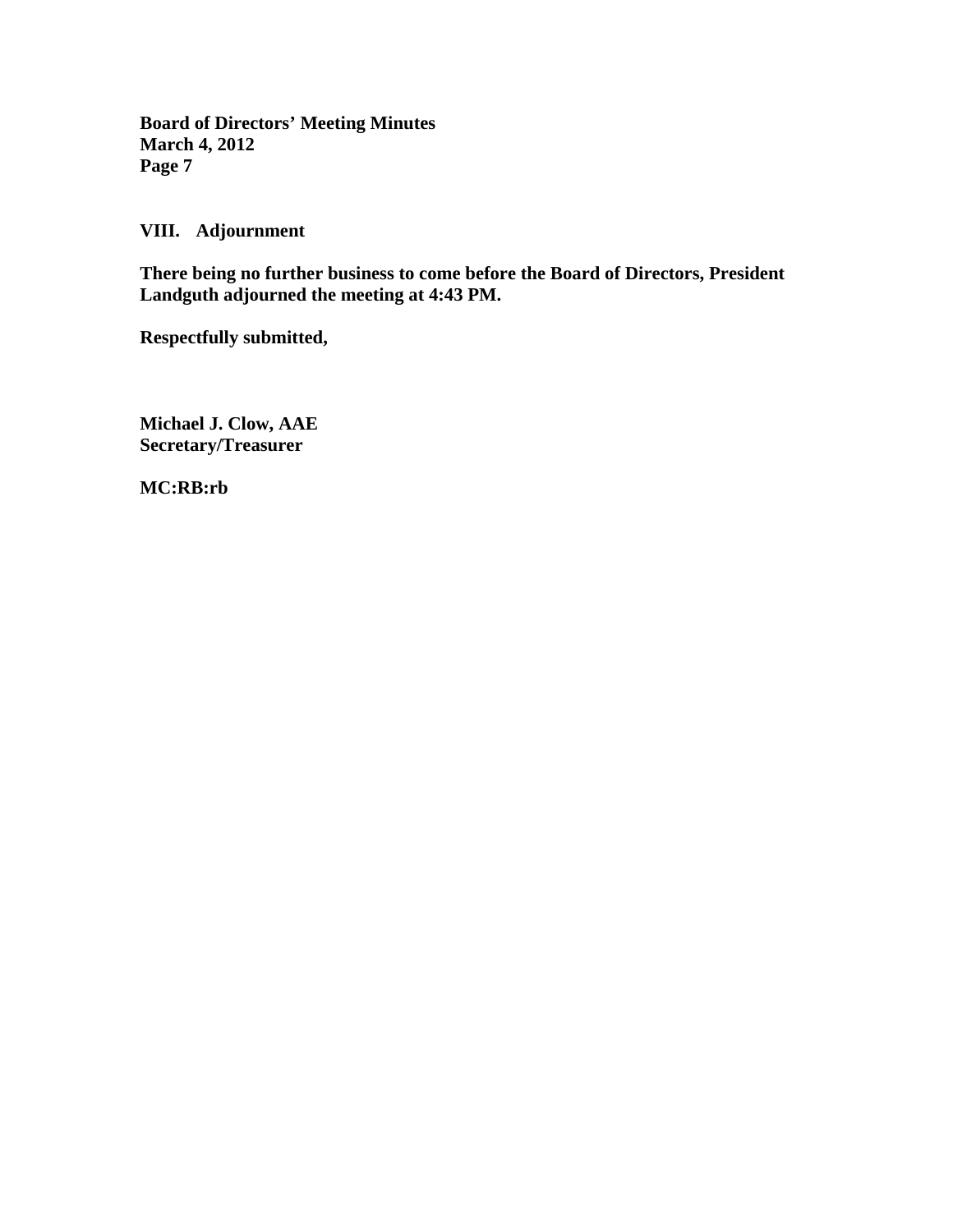## VIII. Adjournment

**There being no further business to come before the Board of Directors, President Landguth adjourned the meeting at 4:43 PM.**

**Respectfully submitted,**

**Michael J. Clow, AAE**
**Secretary/Treasurer**

**MC:RB:rb**